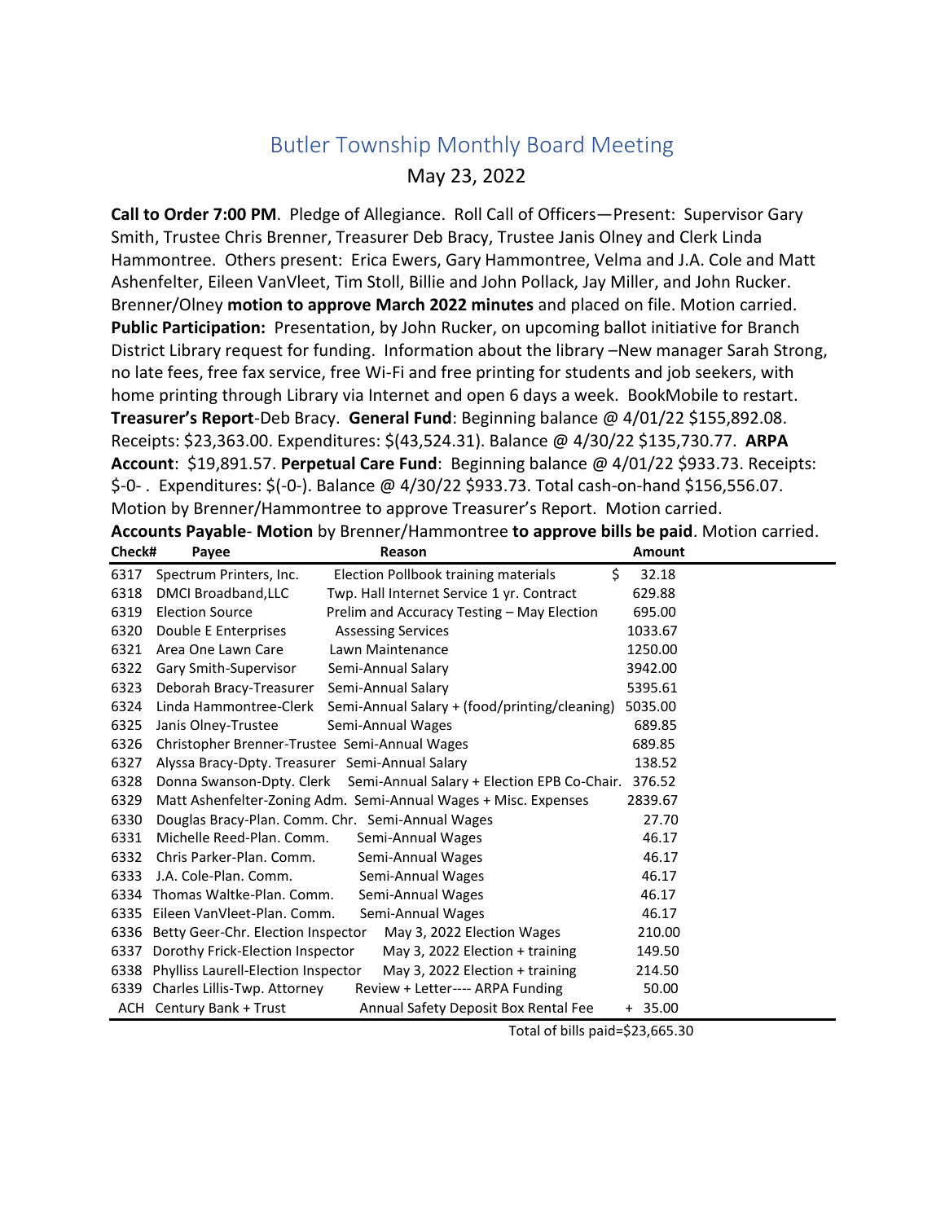# Butler Township Monthly Board Meeting

May 23, 2022

**Call to Order 7:00 PM**. Pledge of Allegiance. Roll Call of Officers—Present: Supervisor Gary Smith, Trustee Chris Brenner, Treasurer Deb Bracy, Trustee Janis Olney and Clerk Linda Hammontree. Others present: Erica Ewers, Gary Hammontree, Velma and J.A. Cole and Matt Ashenfelter, Eileen VanVleet, Tim Stoll, Billie and John Pollack, Jay Miller, and John Rucker. Brenner/Olney **motion to approve March 2022 minutes** and placed on file. Motion carried. **Public Participation:** Presentation, by John Rucker, on upcoming ballot initiative for Branch District Library request for funding. Information about the library –New manager Sarah Strong, no late fees, free fax service, free Wi-Fi and free printing for students and job seekers, with home printing through Library via Internet and open 6 days a week. BookMobile to restart. **Treasurer's Report**-Deb Bracy. **General Fund**: Beginning balance @ 4/01/22 $155,892.08. Receipts: $23,363.00. Expenditures: $(43,524.31). Balance @ 4/30/22 $135,730.77. **ARPA Account**: $19,891.57. **Perpetual Care Fund**: Beginning balance @ 4/01/22 $933.73. Receipts: $-0- . Expenditures: $(-0-). Balance @ 4/30/22 $933.73. Total cash-on-hand $156,556.07. Motion by Brenner/Hammontree to approve Treasurer's Report. Motion carried. **Accounts Payable**- **Motion** by Brenner/Hammontree **to approve bills be paid**. Motion carried.

| Check# | Payee | Reason | Amount |
|---|---|---|---|
| 6317 | Spectrum Printers, Inc. | Election Pollbook training materials | $ 32.18 |
| 6318 | DMCI Broadband,LLC | Twp. Hall Internet Service 1 yr. Contract | 629.88 |
| 6319 | Election Source | Prelim and Accuracy Testing – May Election | 695.00 |
| 6320 | Double E Enterprises | Assessing Services | 1033.67 |
| 6321 | Area One Lawn Care | Lawn Maintenance | 1250.00 |
| 6322 | Gary Smith-Supervisor | Semi-Annual Salary | 3942.00 |
| 6323 | Deborah Bracy-Treasurer | Semi-Annual Salary | 5395.61 |
| 6324 | Linda Hammontree-Clerk | Semi-Annual Salary + (food/printing/cleaning) | 5035.00 |
| 6325 | Janis Olney-Trustee | Semi-Annual Wages | 689.85 |
| 6326 | Christopher Brenner-Trustee | Semi-Annual Wages | 689.85 |
| 6327 | Alyssa Bracy-Dpty. Treasurer | Semi-Annual Salary | 138.52 |
| 6328 | Donna Swanson-Dpty. Clerk | Semi-Annual Salary + Election EPB Co-Chair. | 376.52 |
| 6329 | Matt Ashenfelter-Zoning Adm. | Semi-Annual Wages + Misc. Expenses | 2839.67 |
| 6330 | Douglas Bracy-Plan. Comm. Chr. | Semi-Annual Wages | 27.70 |
| 6331 | Michelle Reed-Plan. Comm. | Semi-Annual Wages | 46.17 |
| 6332 | Chris Parker-Plan. Comm. | Semi-Annual Wages | 46.17 |
| 6333 | J.A. Cole-Plan. Comm. | Semi-Annual Wages | 46.17 |
| 6334 | Thomas Waltke-Plan. Comm. | Semi-Annual Wages | 46.17 |
| 6335 | Eileen VanVleet-Plan. Comm. | Semi-Annual Wages | 46.17 |
| 6336 | Betty Geer-Chr. Election Inspector | May 3, 2022 Election Wages | 210.00 |
| 6337 | Dorothy Frick-Election Inspector | May 3, 2022 Election + training | 149.50 |
| 6338 | Phylliss Laurell-Election Inspector | May 3, 2022 Election + training | 214.50 |
| 6339 | Charles Lillis-Twp. Attorney | Review + Letter---- ARPA Funding | 50.00 |
| ACH | Century Bank + Trust | Annual Safety Deposit Box Rental Fee | + 35.00 |

Total of bills paid=$23,665.30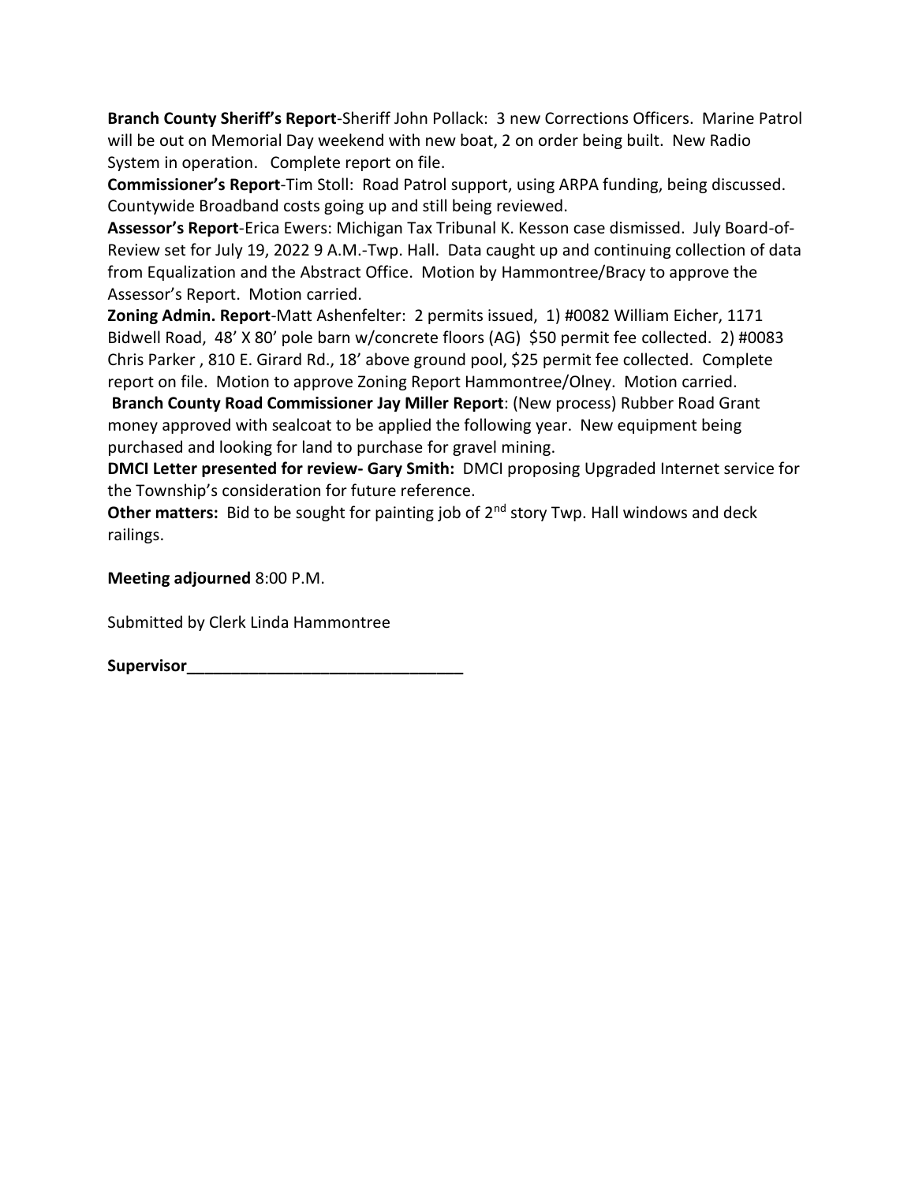**Branch County Sheriff's Report**-Sheriff John Pollack: 3 new Corrections Officers. Marine Patrol will be out on Memorial Day weekend with new boat, 2 on order being built. New Radio System in operation. Complete report on file.

**Commissioner's Report**-Tim Stoll: Road Patrol support, using ARPA funding, being discussed. Countywide Broadband costs going up and still being reviewed.

**Assessor's Report**-Erica Ewers: Michigan Tax Tribunal K. Kesson case dismissed. July Board-of-Review set for July 19, 2022 9 A.M.-Twp. Hall. Data caught up and continuing collection of data from Equalization and the Abstract Office. Motion by Hammontree/Bracy to approve the Assessor's Report. Motion carried.

**Zoning Admin. Report**-Matt Ashenfelter: 2 permits issued, 1) #0082 William Eicher, 1171 Bidwell Road, 48' X 80' pole barn w/concrete floors (AG) $50 permit fee collected. 2) #0083 Chris Parker , 810 E. Girard Rd., 18' above ground pool, $25 permit fee collected. Complete report on file. Motion to approve Zoning Report Hammontree/Olney. Motion carried.

**Branch County Road Commissioner Jay Miller Report**: (New process) Rubber Road Grant money approved with sealcoat to be applied the following year. New equipment being purchased and looking for land to purchase for gravel mining.

**DMCI Letter presented for review- Gary Smith:** DMCI proposing Upgraded Internet service for the Township's consideration for future reference.

**Other matters:** Bid to be sought for painting job of 2nd story Twp. Hall windows and deck railings.

**Meeting adjourned** 8:00 P.M.

Submitted by Clerk Linda Hammontree

**Supervisor**_______________________________